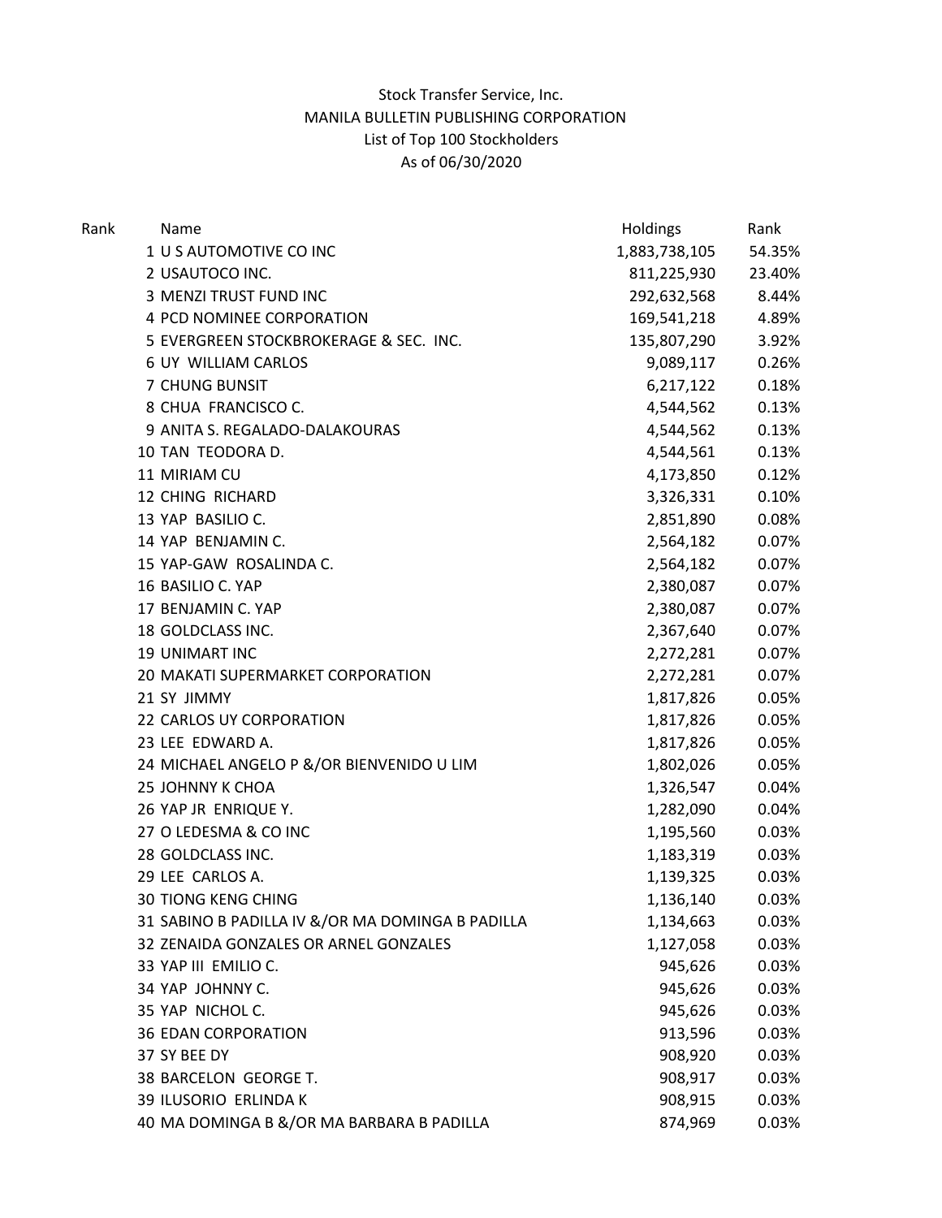Stock Transfer Service, Inc.

MANILA BULLETIN PUBLISHING CORPORATION

List of Top 100 Stockholders

As of 06/30/2020

| Rank | Name | Holdings | Rank |
|---|---|---|---|
| 1 | U S AUTOMOTIVE CO INC | 1,883,738,105 | 54.35% |
| 2 | USAUTOCO INC. | 811,225,930 | 23.40% |
| 3 | MENZI TRUST FUND INC | 292,632,568 | 8.44% |
| 4 | PCD NOMINEE CORPORATION | 169,541,218 | 4.89% |
| 5 | EVERGREEN STOCKBROKERAGE & SEC. INC. | 135,807,290 | 3.92% |
| 6 | UY WILLIAM CARLOS | 9,089,117 | 0.26% |
| 7 | CHUNG BUNSIT | 6,217,122 | 0.18% |
| 8 | CHUA FRANCISCO C. | 4,544,562 | 0.13% |
| 9 | ANITA S. REGALADO-DALAKOURAS | 4,544,562 | 0.13% |
| 10 | TAN TEODORA D. | 4,544,561 | 0.13% |
| 11 | MIRIAM CU | 4,173,850 | 0.12% |
| 12 | CHING RICHARD | 3,326,331 | 0.10% |
| 13 | YAP BASILIO C. | 2,851,890 | 0.08% |
| 14 | YAP BENJAMIN C. | 2,564,182 | 0.07% |
| 15 | YAP-GAW ROSALINDA C. | 2,564,182 | 0.07% |
| 16 | BASILIO C. YAP | 2,380,087 | 0.07% |
| 17 | BENJAMIN C. YAP | 2,380,087 | 0.07% |
| 18 | GOLDCLASS INC. | 2,367,640 | 0.07% |
| 19 | UNIMART INC | 2,272,281 | 0.07% |
| 20 | MAKATI SUPERMARKET CORPORATION | 2,272,281 | 0.07% |
| 21 | SY JIMMY | 1,817,826 | 0.05% |
| 22 | CARLOS UY CORPORATION | 1,817,826 | 0.05% |
| 23 | LEE EDWARD A. | 1,817,826 | 0.05% |
| 24 | MICHAEL ANGELO P &/OR BIENVENIDO U LIM | 1,802,026 | 0.05% |
| 25 | JOHNNY K CHOA | 1,326,547 | 0.04% |
| 26 | YAP JR ENRIQUE Y. | 1,282,090 | 0.04% |
| 27 | O LEDESMA & CO INC | 1,195,560 | 0.03% |
| 28 | GOLDCLASS INC. | 1,183,319 | 0.03% |
| 29 | LEE CARLOS A. | 1,139,325 | 0.03% |
| 30 | TIONG KENG CHING | 1,136,140 | 0.03% |
| 31 | SABINO B PADILLA IV &/OR MA DOMINGA B PADILLA | 1,134,663 | 0.03% |
| 32 | ZENAIDA GONZALES OR ARNEL GONZALES | 1,127,058 | 0.03% |
| 33 | YAP III EMILIO C. | 945,626 | 0.03% |
| 34 | YAP JOHNNY C. | 945,626 | 0.03% |
| 35 | YAP NICHOL C. | 945,626 | 0.03% |
| 36 | EDAN CORPORATION | 913,596 | 0.03% |
| 37 | SY BEE DY | 908,920 | 0.03% |
| 38 | BARCELON GEORGE T. | 908,917 | 0.03% |
| 39 | ILUSORIO ERLINDA K | 908,915 | 0.03% |
| 40 | MA DOMINGA B &/OR MA BARBARA B PADILLA | 874,969 | 0.03% |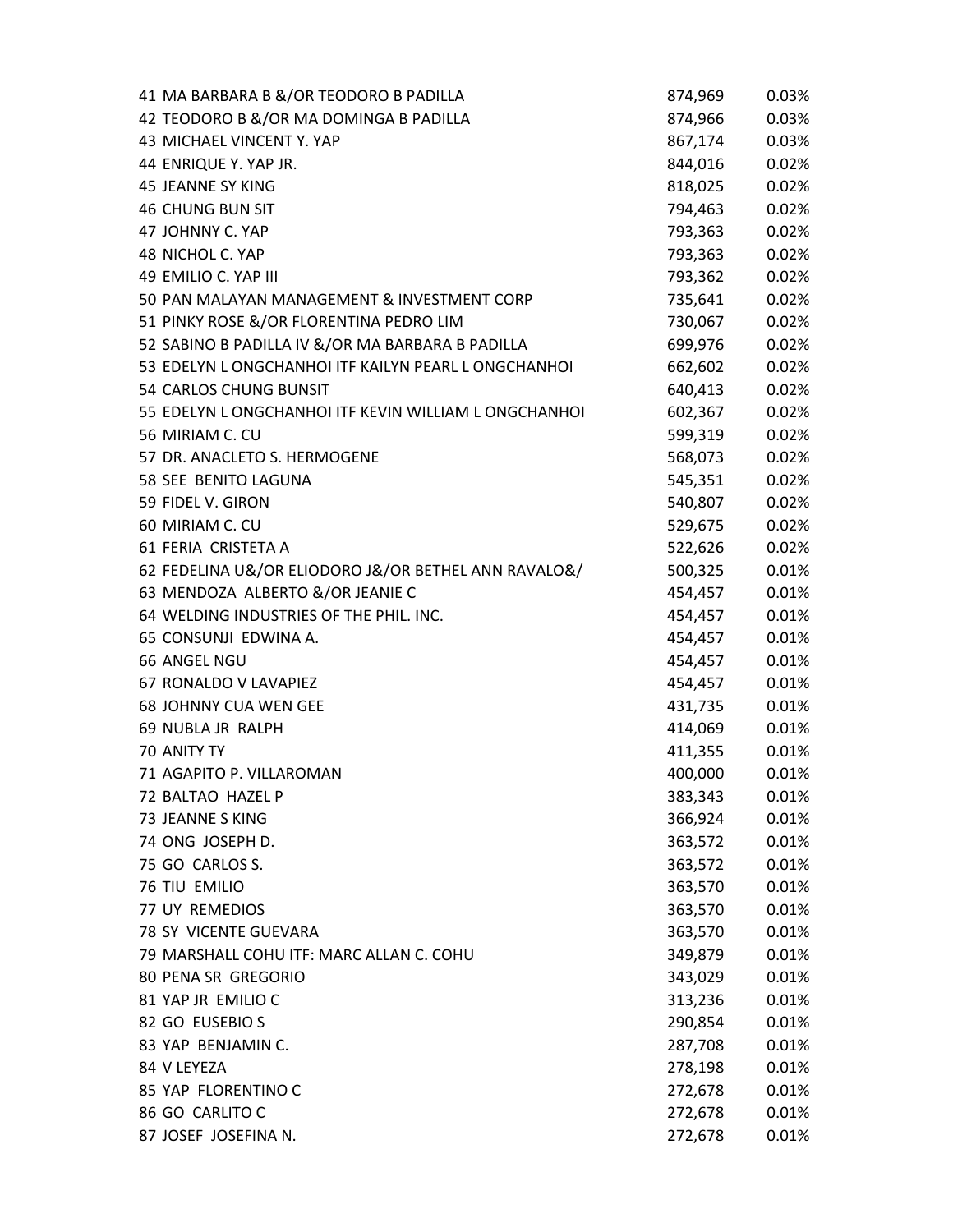| | | | |
|---|---|---|---|
| 41 | MA BARBARA B &/OR TEODORO B PADILLA | 874,969 | 0.03% |
| 42 | TEODORO B &/OR MA DOMINGA B PADILLA | 874,966 | 0.03% |
| 43 | MICHAEL VINCENT Y. YAP | 867,174 | 0.03% |
| 44 | ENRIQUE Y. YAP JR. | 844,016 | 0.02% |
| 45 | JEANNE SY KING | 818,025 | 0.02% |
| 46 | CHUNG BUN SIT | 794,463 | 0.02% |
| 47 | JOHNNY C. YAP | 793,363 | 0.02% |
| 48 | NICHOL C. YAP | 793,363 | 0.02% |
| 49 | EMILIO C. YAP III | 793,362 | 0.02% |
| 50 | PAN MALAYAN MANAGEMENT & INVESTMENT CORP | 735,641 | 0.02% |
| 51 | PINKY ROSE &/OR FLORENTINA PEDRO LIM | 730,067 | 0.02% |
| 52 | SABINO B PADILLA IV &/OR MA BARBARA B PADILLA | 699,976 | 0.02% |
| 53 | EDELYN L ONGCHANHOI ITF KAILYN PEARL L ONGCHANHOI | 662,602 | 0.02% |
| 54 | CARLOS CHUNG BUNSIT | 640,413 | 0.02% |
| 55 | EDELYN L ONGCHANHOI ITF KEVIN WILLIAM L ONGCHANHOI | 602,367 | 0.02% |
| 56 | MIRIAM C. CU | 599,319 | 0.02% |
| 57 | DR. ANACLETO S. HERMOGENE | 568,073 | 0.02% |
| 58 | SEE BENITO LAGUNA | 545,351 | 0.02% |
| 59 | FIDEL V. GIRON | 540,807 | 0.02% |
| 60 | MIRIAM C. CU | 529,675 | 0.02% |
| 61 | FERIA CRISTETA A | 522,626 | 0.02% |
| 62 | FEDELINA U&/OR ELIODORO J&/OR BETHEL ANN RAVALO&/ | 500,325 | 0.01% |
| 63 | MENDOZA ALBERTO &/OR JEANIE C | 454,457 | 0.01% |
| 64 | WELDING INDUSTRIES OF THE PHIL. INC. | 454,457 | 0.01% |
| 65 | CONSUNJI EDWINA A. | 454,457 | 0.01% |
| 66 | ANGEL NGU | 454,457 | 0.01% |
| 67 | RONALDO V LAVAPIEZ | 454,457 | 0.01% |
| 68 | JOHNNY CUA WEN GEE | 431,735 | 0.01% |
| 69 | NUBLA JR RALPH | 414,069 | 0.01% |
| 70 | ANITY TY | 411,355 | 0.01% |
| 71 | AGAPITO P. VILLAROMAN | 400,000 | 0.01% |
| 72 | BALTAO HAZEL P | 383,343 | 0.01% |
| 73 | JEANNE S KING | 366,924 | 0.01% |
| 74 | ONG JOSEPH D. | 363,572 | 0.01% |
| 75 | GO CARLOS S. | 363,572 | 0.01% |
| 76 | TIU EMILIO | 363,570 | 0.01% |
| 77 | UY REMEDIOS | 363,570 | 0.01% |
| 78 | SY VICENTE GUEVARA | 363,570 | 0.01% |
| 79 | MARSHALL COHU ITF: MARC ALLAN C. COHU | 349,879 | 0.01% |
| 80 | PENA SR GREGORIO | 343,029 | 0.01% |
| 81 | YAP JR EMILIO C | 313,236 | 0.01% |
| 82 | GO EUSEBIO S | 290,854 | 0.01% |
| 83 | YAP BENJAMIN C. | 287,708 | 0.01% |
| 84 | V LEYEZA | 278,198 | 0.01% |
| 85 | YAP FLORENTINO C | 272,678 | 0.01% |
| 86 | GO CARLITO C | 272,678 | 0.01% |
| 87 | JOSEF JOSEFINA N. | 272,678 | 0.01% |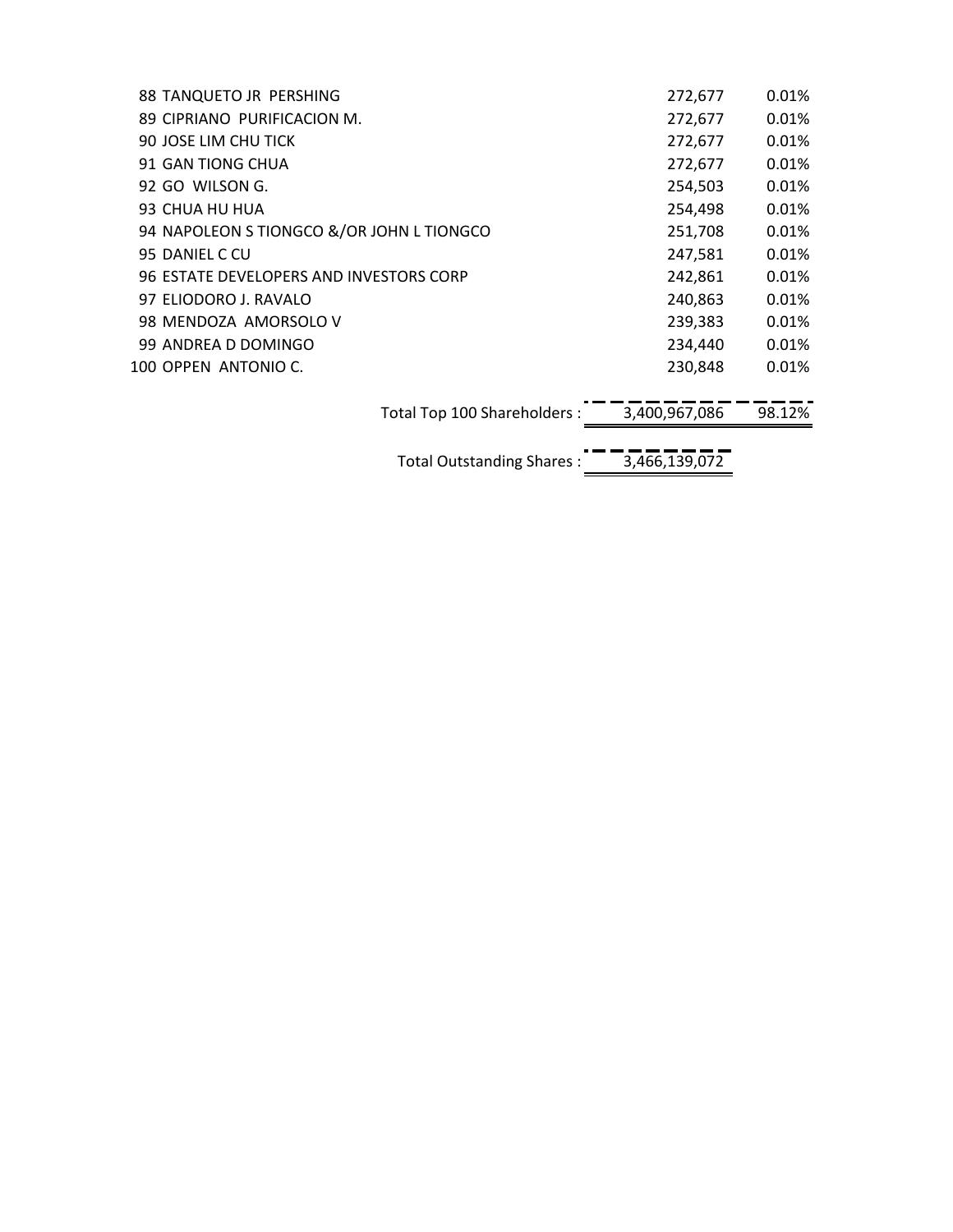| No. | Name | Shares | % |
|---|---|---|---|
| 88 | TANQUETO JR PERSHING | 272,677 | 0.01% |
| 89 | CIPRIANO PURIFICACION M. | 272,677 | 0.01% |
| 90 | JOSE LIM CHU TICK | 272,677 | 0.01% |
| 91 | GAN TIONG CHUA | 272,677 | 0.01% |
| 92 | GO WILSON G. | 254,503 | 0.01% |
| 93 | CHUA HU HUA | 254,498 | 0.01% |
| 94 | NAPOLEON S TIONGCO &/OR JOHN L TIONGCO | 251,708 | 0.01% |
| 95 | DANIEL C CU | 247,581 | 0.01% |
| 96 | ESTATE DEVELOPERS AND INVESTORS CORP | 242,861 | 0.01% |
| 97 | ELIODORO J. RAVALO | 240,863 | 0.01% |
| 98 | MENDOZA AMORSOLO V | 239,383 | 0.01% |
| 99 | ANDREA D DOMINGO | 234,440 | 0.01% |
| 100 | OPPEN ANTONIO C. | 230,848 | 0.01% |
| | Total Top 100 Shareholders : | 3,400,967,086 | 98.12% |
| | Total Outstanding Shares : | 3,466,139,072 | |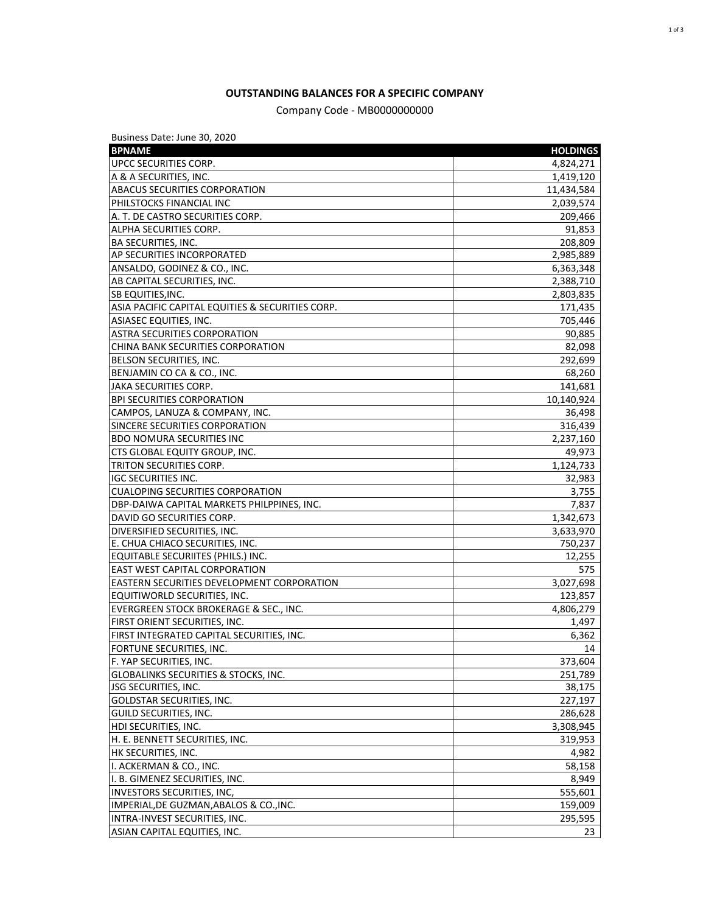**OUTSTANDING BALANCES FOR A SPECIFIC COMPANY**

Company Code - MB0000000000

Business Date: June 30, 2020

| BPNAME | HOLDINGS |
|---|---:|
| UPCC SECURITIES CORP. | 4,824,271 |
| A & A SECURITIES, INC. | 1,419,120 |
| ABACUS SECURITIES CORPORATION | 11,434,584 |
| PHILSTOCKS FINANCIAL INC | 2,039,574 |
| A. T. DE CASTRO SECURITIES CORP. | 209,466 |
| ALPHA SECURITIES CORP. | 91,853 |
| BA SECURITIES, INC. | 208,809 |
| AP SECURITIES INCORPORATED | 2,985,889 |
| ANSALDO, GODINEZ & CO., INC. | 6,363,348 |
| AB CAPITAL SECURITIES, INC. | 2,388,710 |
| SB EQUITIES,INC. | 2,803,835 |
| ASIA PACIFIC CAPITAL EQUITIES & SECURITIES CORP. | 171,435 |
| ASIASEC EQUITIES, INC. | 705,446 |
| ASTRA SECURITIES CORPORATION | 90,885 |
| CHINA BANK SECURITIES CORPORATION | 82,098 |
| BELSON SECURITIES, INC. | 292,699 |
| BENJAMIN CO CA & CO., INC. | 68,260 |
| JAKA SECURITIES CORP. | 141,681 |
| BPI SECURITIES CORPORATION | 10,140,924 |
| CAMPOS, LANUZA & COMPANY, INC. | 36,498 |
| SINCERE SECURITIES CORPORATION | 316,439 |
| BDO NOMURA SECURITIES INC | 2,237,160 |
| CTS GLOBAL EQUITY GROUP, INC. | 49,973 |
| TRITON SECURITIES CORP. | 1,124,733 |
| IGC SECURITIES INC. | 32,983 |
| CUALOPING SECURITIES CORPORATION | 3,755 |
| DBP-DAIWA CAPITAL MARKETS PHILPPINES, INC. | 7,837 |
| DAVID GO SECURITIES CORP. | 1,342,673 |
| DIVERSIFIED SECURITIES, INC. | 3,633,970 |
| E. CHUA CHIACO SECURITIES, INC. | 750,237 |
| EQUITABLE SECURIITES (PHILS.) INC. | 12,255 |
| EAST WEST CAPITAL CORPORATION | 575 |
| EASTERN SECURITIES DEVELOPMENT CORPORATION | 3,027,698 |
| EQUITIWORLD SECURITIES, INC. | 123,857 |
| EVERGREEN STOCK BROKERAGE & SEC., INC. | 4,806,279 |
| FIRST ORIENT SECURITIES, INC. | 1,497 |
| FIRST INTEGRATED CAPITAL SECURITIES, INC. | 6,362 |
| FORTUNE SECURITIES, INC. | 14 |
| F. YAP SECURITIES, INC. | 373,604 |
| GLOBALINKS SECURITIES & STOCKS, INC. | 251,789 |
| JSG SECURITIES, INC. | 38,175 |
| GOLDSTAR SECURITIES, INC. | 227,197 |
| GUILD SECURITIES, INC. | 286,628 |
| HDI SECURITIES, INC. | 3,308,945 |
| H. E. BENNETT SECURITIES, INC. | 319,953 |
| HK SECURITIES, INC. | 4,982 |
| I. ACKERMAN & CO., INC. | 58,158 |
| I. B. GIMENEZ SECURITIES, INC. | 8,949 |
| INVESTORS SECURITIES, INC, | 555,601 |
| IMPERIAL,DE GUZMAN,ABALOS & CO.,INC. | 159,009 |
| INTRA-INVEST SECURITIES, INC. | 295,595 |
| ASIAN CAPITAL EQUITIES, INC. | 23 |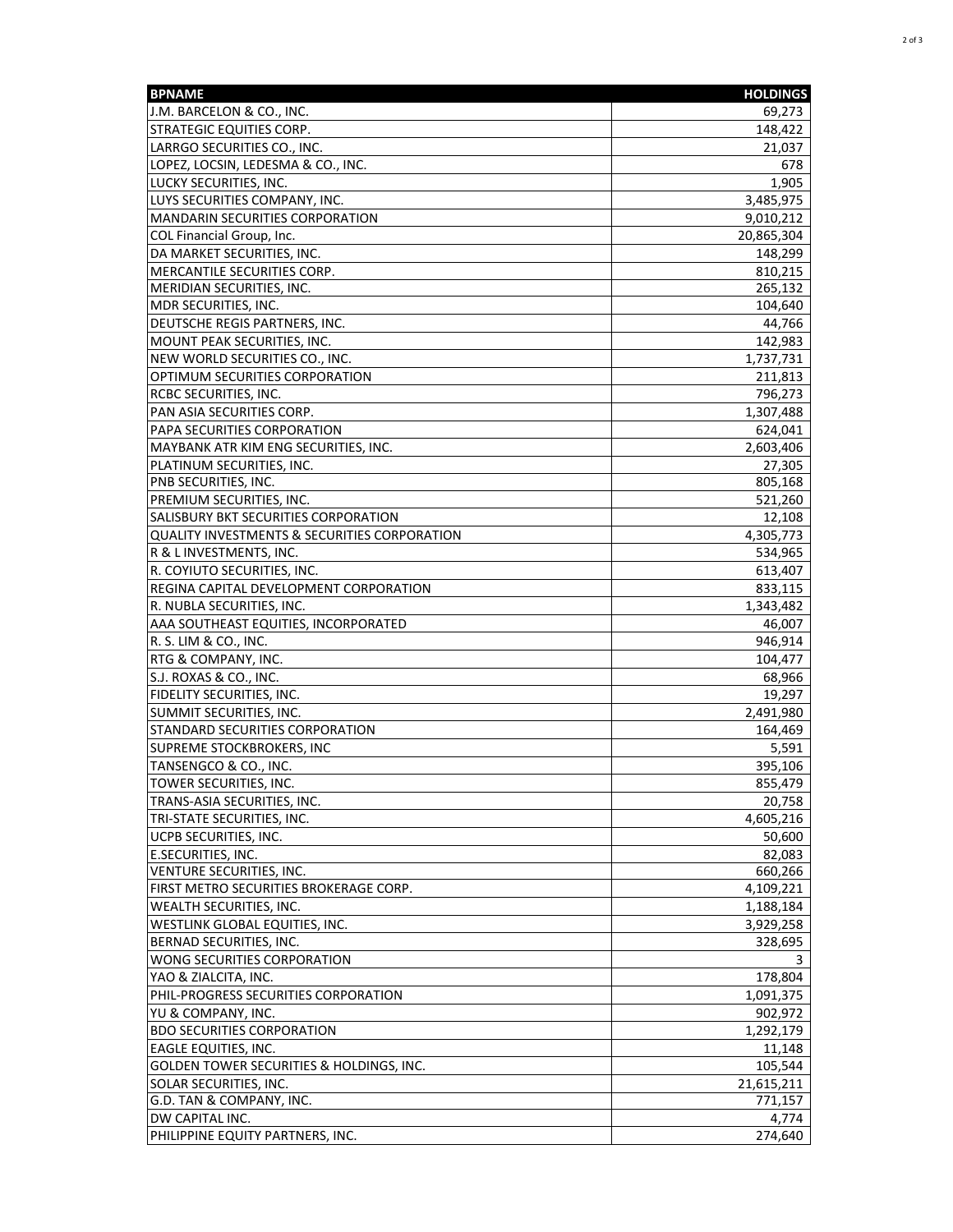| BPNAME | HOLDINGS |
|---|---|
| J.M. BARCELON & CO., INC. | 69,273 |
| STRATEGIC EQUITIES CORP. | 148,422 |
| LARRGO SECURITIES CO., INC. | 21,037 |
| LOPEZ, LOCSIN, LEDESMA & CO., INC. | 678 |
| LUCKY SECURITIES, INC. | 1,905 |
| LUYS SECURITIES COMPANY, INC. | 3,485,975 |
| MANDARIN SECURITIES CORPORATION | 9,010,212 |
| COL Financial Group, Inc. | 20,865,304 |
| DA MARKET SECURITIES, INC. | 148,299 |
| MERCANTILE SECURITIES CORP. | 810,215 |
| MERIDIAN SECURITIES, INC. | 265,132 |
| MDR SECURITIES, INC. | 104,640 |
| DEUTSCHE REGIS PARTNERS, INC. | 44,766 |
| MOUNT PEAK SECURITIES, INC. | 142,983 |
| NEW WORLD SECURITIES CO., INC. | 1,737,731 |
| OPTIMUM SECURITIES CORPORATION | 211,813 |
| RCBC SECURITIES, INC. | 796,273 |
| PAN ASIA SECURITIES CORP. | 1,307,488 |
| PAPA SECURITIES CORPORATION | 624,041 |
| MAYBANK ATR KIM ENG SECURITIES, INC. | 2,603,406 |
| PLATINUM SECURITIES, INC. | 27,305 |
| PNB SECURITIES, INC. | 805,168 |
| PREMIUM SECURITIES, INC. | 521,260 |
| SALISBURY BKT SECURITIES CORPORATION | 12,108 |
| QUALITY INVESTMENTS & SECURITIES CORPORATION | 4,305,773 |
| R & L INVESTMENTS, INC. | 534,965 |
| R. COYIUTO SECURITIES, INC. | 613,407 |
| REGINA CAPITAL DEVELOPMENT CORPORATION | 833,115 |
| R. NUBLA SECURITIES, INC. | 1,343,482 |
| AAA SOUTHEAST EQUITIES, INCORPORATED | 46,007 |
| R. S. LIM & CO., INC. | 946,914 |
| RTG & COMPANY, INC. | 104,477 |
| S.J. ROXAS & CO., INC. | 68,966 |
| FIDELITY SECURITIES, INC. | 19,297 |
| SUMMIT SECURITIES, INC. | 2,491,980 |
| STANDARD SECURITIES CORPORATION | 164,469 |
| SUPREME STOCKBROKERS, INC | 5,591 |
| TANSENGCO & CO., INC. | 395,106 |
| TOWER SECURITIES, INC. | 855,479 |
| TRANS-ASIA SECURITIES, INC. | 20,758 |
| TRI-STATE SECURITIES, INC. | 4,605,216 |
| UCPB SECURITIES, INC. | 50,600 |
| E.SECURITIES, INC. | 82,083 |
| VENTURE SECURITIES, INC. | 660,266 |
| FIRST METRO SECURITIES BROKERAGE CORP. | 4,109,221 |
| WEALTH SECURITIES, INC. | 1,188,184 |
| WESTLINK GLOBAL EQUITIES, INC. | 3,929,258 |
| BERNAD SECURITIES, INC. | 328,695 |
| WONG SECURITIES CORPORATION | 3 |
| YAO & ZIALCITA, INC. | 178,804 |
| PHIL-PROGRESS SECURITIES CORPORATION | 1,091,375 |
| YU & COMPANY, INC. | 902,972 |
| BDO SECURITIES CORPORATION | 1,292,179 |
| EAGLE EQUITIES, INC. | 11,148 |
| GOLDEN TOWER SECURITIES & HOLDINGS, INC. | 105,544 |
| SOLAR SECURITIES, INC. | 21,615,211 |
| G.D. TAN & COMPANY, INC. | 771,157 |
| DW CAPITAL INC. | 4,774 |
| PHILIPPINE EQUITY PARTNERS, INC. | 274,640 |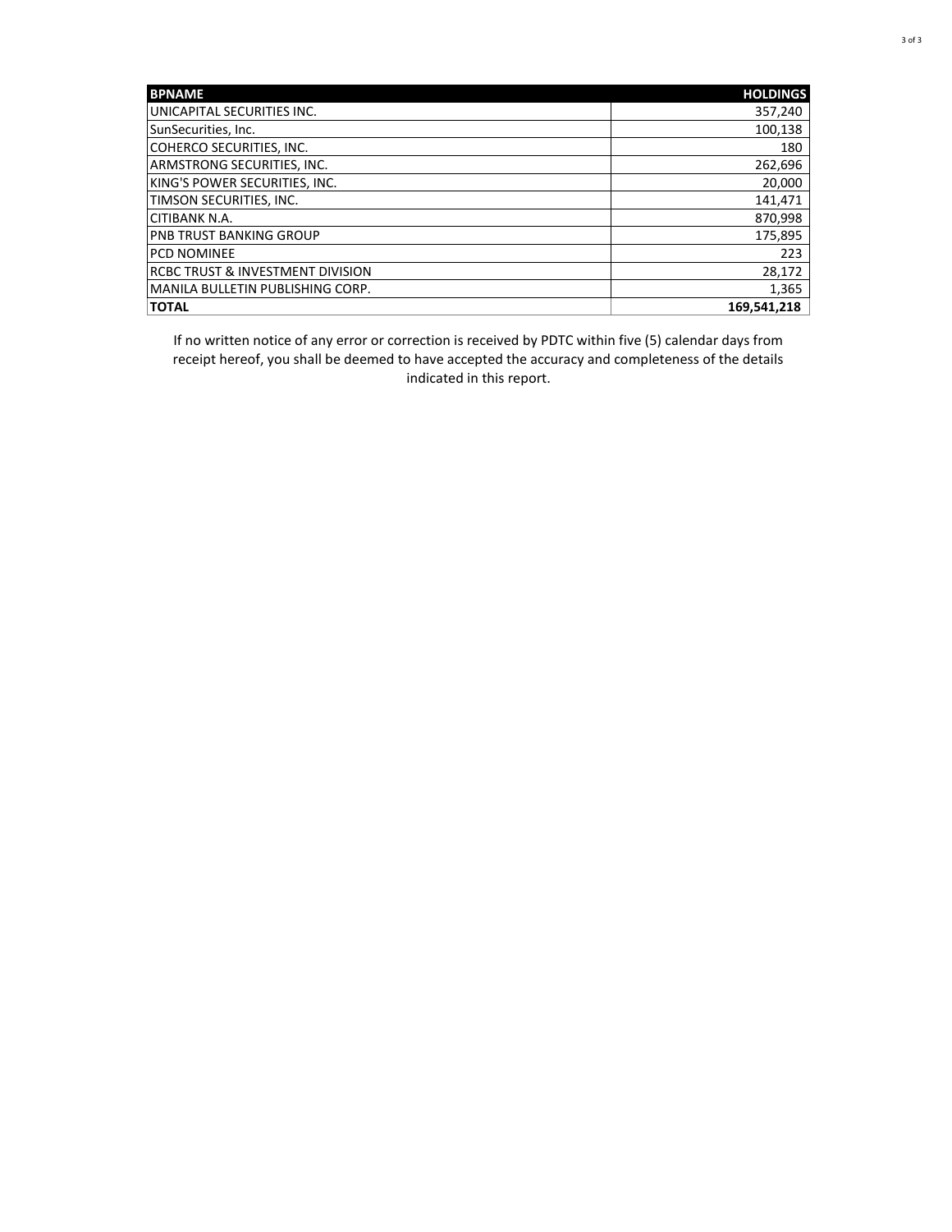| BPNAME | HOLDINGS |
| --- | --- |
| UNICAPITAL SECURITIES INC. | 357,240 |
| SunSecurities, Inc. | 100,138 |
| COHERCO SECURITIES, INC. | 180 |
| ARMSTRONG SECURITIES, INC. | 262,696 |
| KING'S POWER SECURITIES, INC. | 20,000 |
| TIMSON SECURITIES, INC. | 141,471 |
| CITIBANK N.A. | 870,998 |
| PNB TRUST BANKING GROUP | 175,895 |
| PCD NOMINEE | 223 |
| RCBC TRUST & INVESTMENT DIVISION | 28,172 |
| MANILA BULLETIN PUBLISHING CORP. | 1,365 |
| **TOTAL** | **169,541,218** |

If no written notice of any error or correction is received by PDTC within five (5) calendar days from receipt hereof, you shall be deemed to have accepted the accuracy and completeness of the details indicated in this report.